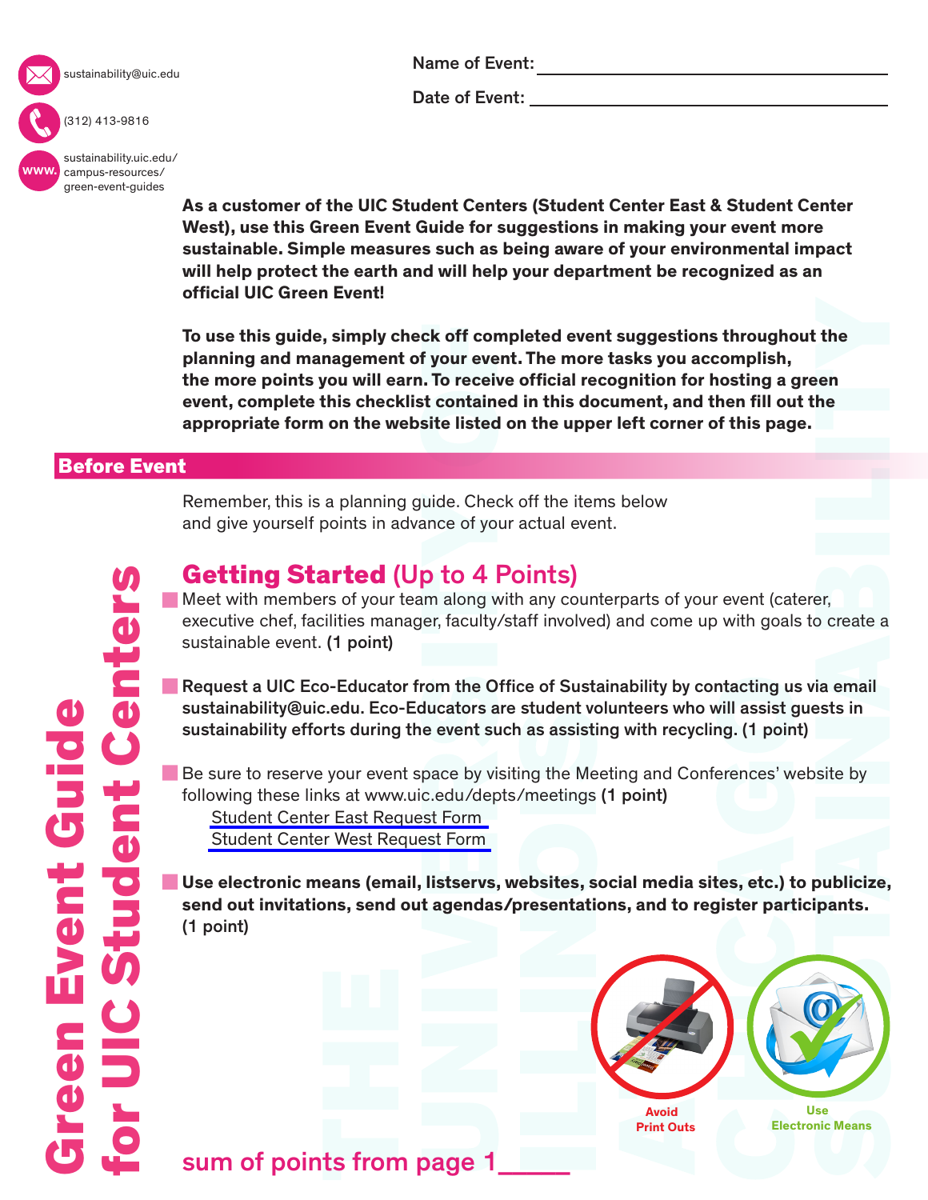sustainability@uic.edu

(312) 413-9816

www. sustainability.uic.edu/campus-resources/green-event-guides

Name of Event: ______________________________

Date of Event: ______________________________

**As a customer of the UIC Student Centers (Student Center East & Student Center West), use this Green Event Guide for suggestions in making your event more sustainable. Simple measures such as being aware of your environmental impact will help protect the earth and will help your department be recognized as an official UIC Green Event!**

**To use this guide, simply check off completed event suggestions throughout the planning and management of your event. The more tasks you accomplish, the more points you will earn. To receive official recognition for hosting a green event, complete this checklist contained in this document, and then fill out the appropriate form on the website listed on the upper left corner of this page.**

# Green Event Guide for UIC Student Centers

## Before Event

Remember, this is a planning guide. Check off the items below and give yourself points in advance of your actual event.

### Getting Started (Up to 4 Points)

- Meet with members of your team along with any counterparts of your event (caterer, executive chef, facilities manager, faculty/staff involved) and come up with goals to create a sustainable event. **(1 point)**
- **Request a UIC Eco-Educator from the Office of Sustainability by contacting us via email sustainability@uic.edu. Eco-Educators are student volunteers who will assist guests in sustainability efforts during the event such as assisting with recycling. (1 point)**
- Be sure to reserve your event space by visiting the Meeting and Conferences' website by following these links at www.uic.edu/depts/meetings **(1 point)**
  - Student Center East Request Form
  - Student Center West Request Form
- **Use electronic means (email, listservs, websites, social media sites, etc.) to publicize, send out invitations, send out agendas/presentations, and to register participants. (1 point)**

Avoid Print Outs

Use Electronic Means

sum of points from page 1_____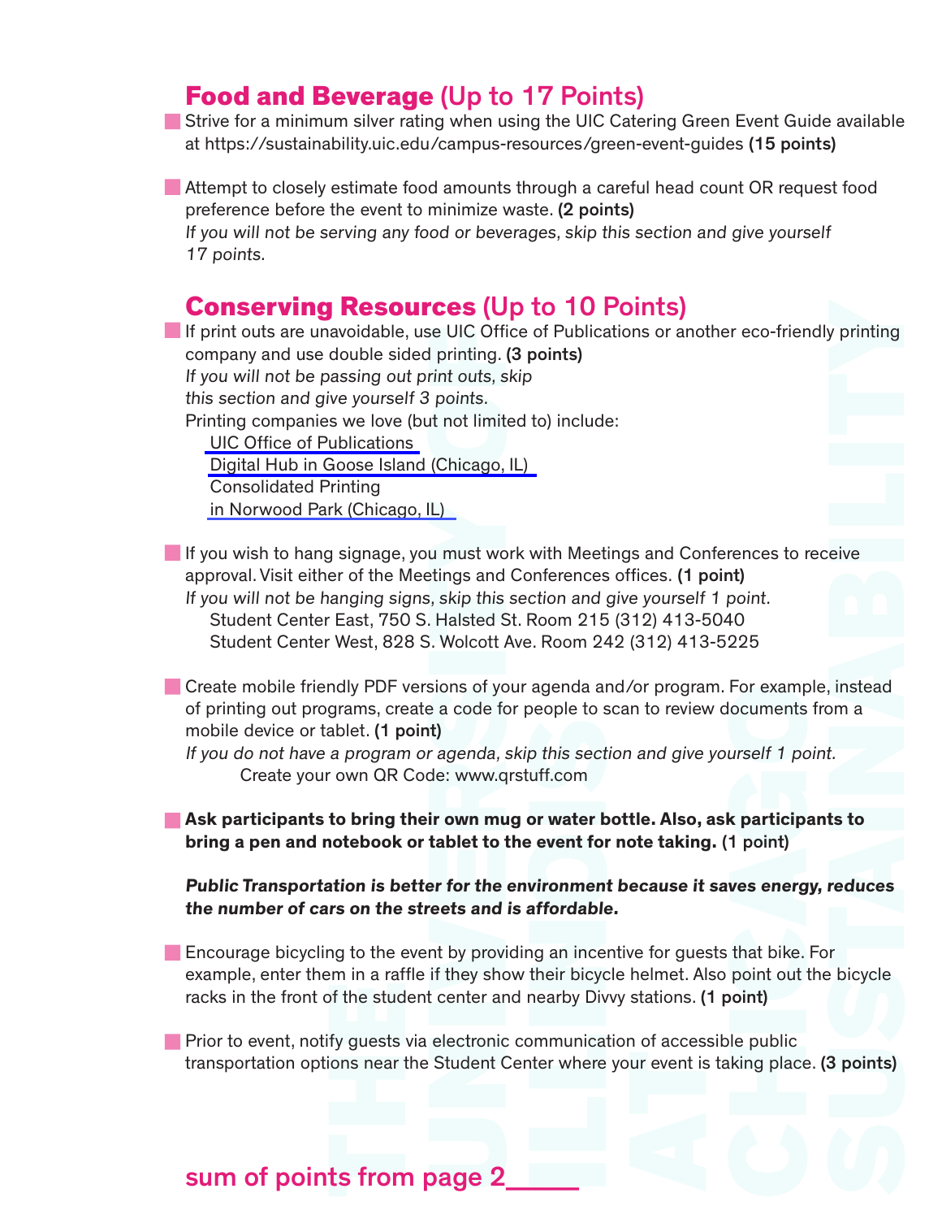## Food and Beverage (Up to 17 Points)

- Strive for a minimum silver rating when using the UIC Catering Green Event Guide available at https://sustainability.uic.edu/campus-resources/green-event-guides **(15 points)**

- Attempt to closely estimate food amounts through a careful head count OR request food preference before the event to minimize waste. **(2 points)**
  *If you will not be serving any food or beverages, skip this section and give yourself 17 points.*

## Conserving Resources (Up to 10 Points)

- If print outs are unavoidable, use UIC Office of Publications or another eco-friendly printing company and use double sided printing. **(3 points)**
  *If you will not be passing out print outs, skip this section and give yourself 3 points.*
  Printing companies we love (but not limited to) include:
  - UIC Office of Publications
  - Digital Hub in Goose Island (Chicago, IL)
  - Consolidated Printing in Norwood Park (Chicago, IL)

- If you wish to hang signage, you must work with Meetings and Conferences to receive approval. Visit either of the Meetings and Conferences offices. **(1 point)**
  *If you will not be hanging signs, skip this section and give yourself 1 point.*
  Student Center East, 750 S. Halsted St. Room 215 (312) 413-5040
  Student Center West, 828 S. Wolcott Ave. Room 242 (312) 413-5225

- Create mobile friendly PDF versions of your agenda and/or program. For example, instead of printing out programs, create a code for people to scan to review documents from a mobile device or tablet. **(1 point)**
  *If you do not have a program or agenda, skip this section and give yourself 1 point.*
  Create your own QR Code: www.qrstuff.com

- **Ask participants to bring their own mug or water bottle. Also, ask participants to bring a pen and notebook or tablet to the event for note taking.** (1 point)

***Public Transportation is better for the environment because it saves energy, reduces the number of cars on the streets and is affordable.***

- Encourage bicycling to the event by providing an incentive for guests that bike. For example, enter them in a raffle if they show their bicycle helmet. Also point out the bicycle racks in the front of the student center and nearby Divvy stations. **(1 point)**

- Prior to event, notify guests via electronic communication of accessible public transportation options near the Student Center where your event is taking place. **(3 points)**

sum of points from page 2_____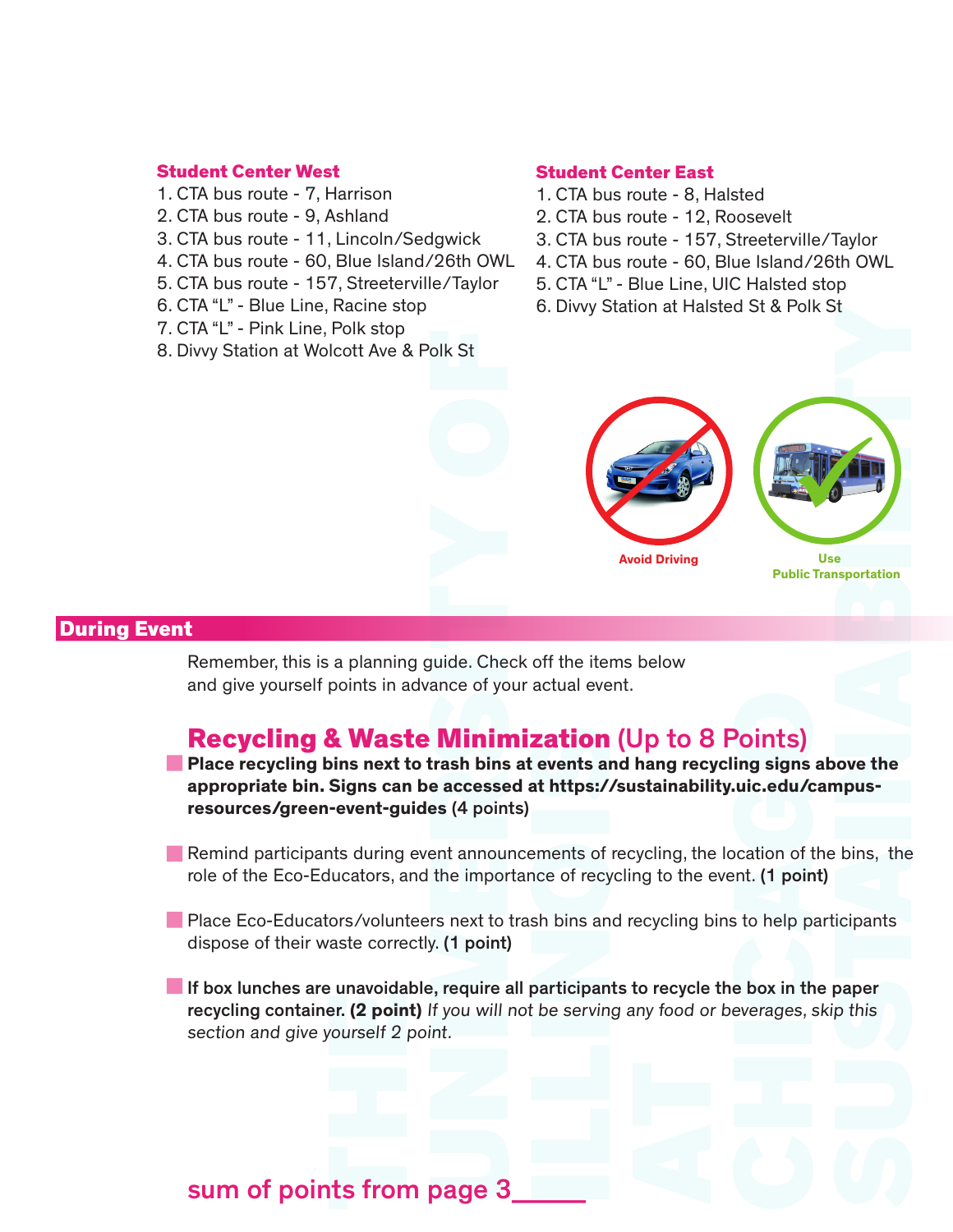### Student Center West

1. CTA bus route - 7, Harrison
2. CTA bus route - 9, Ashland
3. CTA bus route - 11, Lincoln/Sedgwick
4. CTA bus route - 60, Blue Island/26th OWL
5. CTA bus route - 157, Streeterville/Taylor
6. CTA "L" - Blue Line, Racine stop
7. CTA "L" - Pink Line, Polk stop
8. Divvy Station at Wolcott Ave & Polk St

### Student Center East

1. CTA bus route - 8, Halsted
2. CTA bus route - 12, Roosevelt
3. CTA bus route - 157, Streeterville/Taylor
4. CTA bus route - 60, Blue Island/26th OWL
5. CTA "L" - Blue Line, UIC Halsted stop
6. Divvy Station at Halsted St & Polk St

Avoid Driving

Use Public Transportation

## During Event

Remember, this is a planning guide. Check off the items below and give yourself points in advance of your actual event.

### Recycling & Waste Minimization (Up to 8 Points)

- **Place recycling bins next to trash bins at events and hang recycling signs above the appropriate bin. Signs can be accessed at https://sustainability.uic.edu/campus-resources/green-event-guides (4 points)**

- Remind participants during event announcements of recycling, the location of the bins, the role of the Eco-Educators, and the importance of recycling to the event. **(1 point)**

- Place Eco-Educators/volunteers next to trash bins and recycling bins to help participants dispose of their waste correctly. **(1 point)**

- **If box lunches are unavoidable, require all participants to recycle the box in the paper recycling container. (2 point)** *If you will not be serving any food or beverages, skip this section and give yourself 2 point.*

sum of points from page 3_____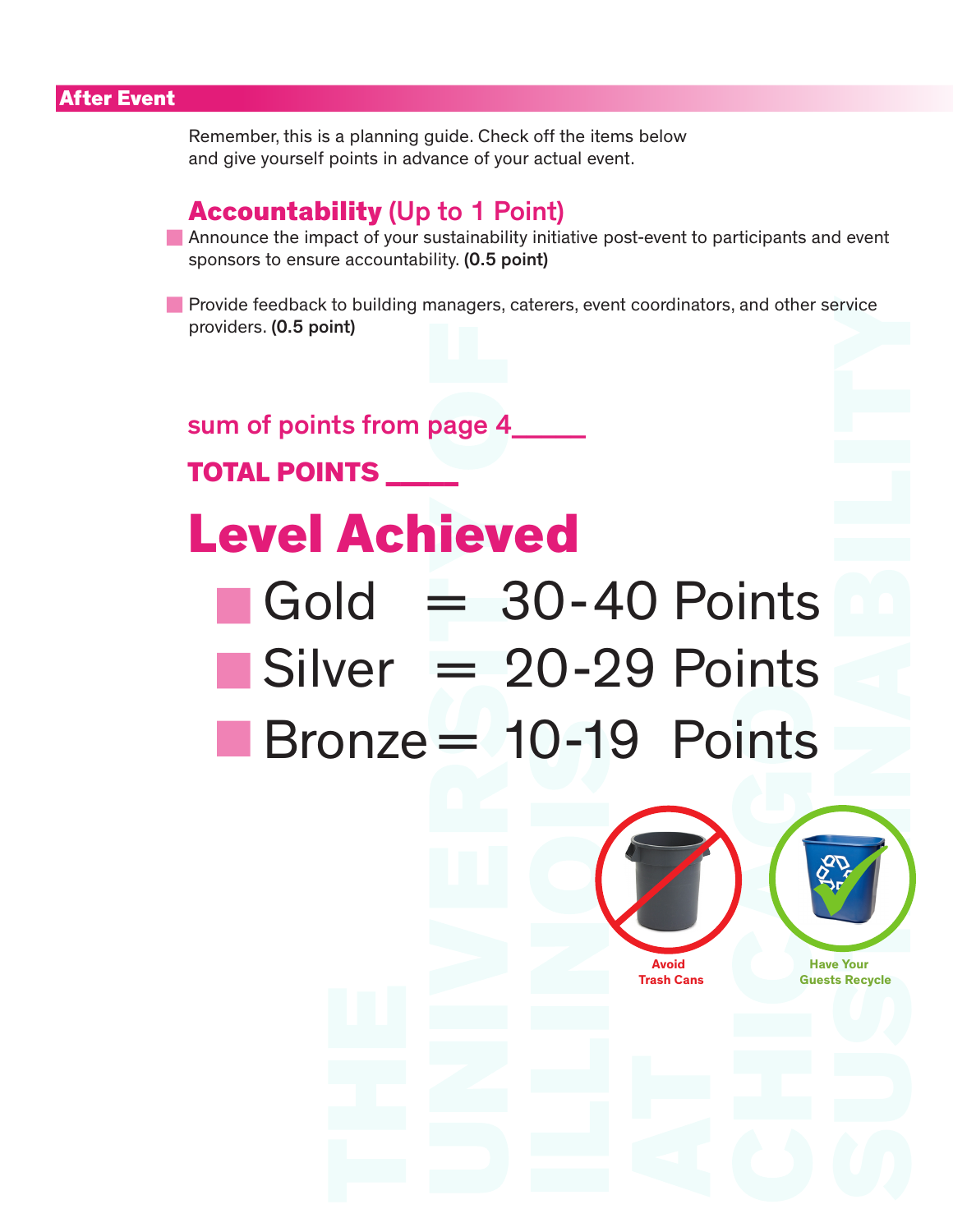## After Event

Remember, this is a planning guide. Check off the items below and give yourself points in advance of your actual event.

### Accountability (Up to 1 Point)

- Announce the impact of your sustainability initiative post-event to participants and event sponsors to ensure accountability. **(0.5 point)**
- Provide feedback to building managers, caterers, event coordinators, and other service providers. **(0.5 point)**

sum of points from page 4_____

**TOTAL POINTS** _____

# Level Achieved

- Gold = 30-40 Points
- Silver = 20-29 Points
- Bronze = 10-19 Points

Avoid Trash Cans

Have Your Guests Recycle